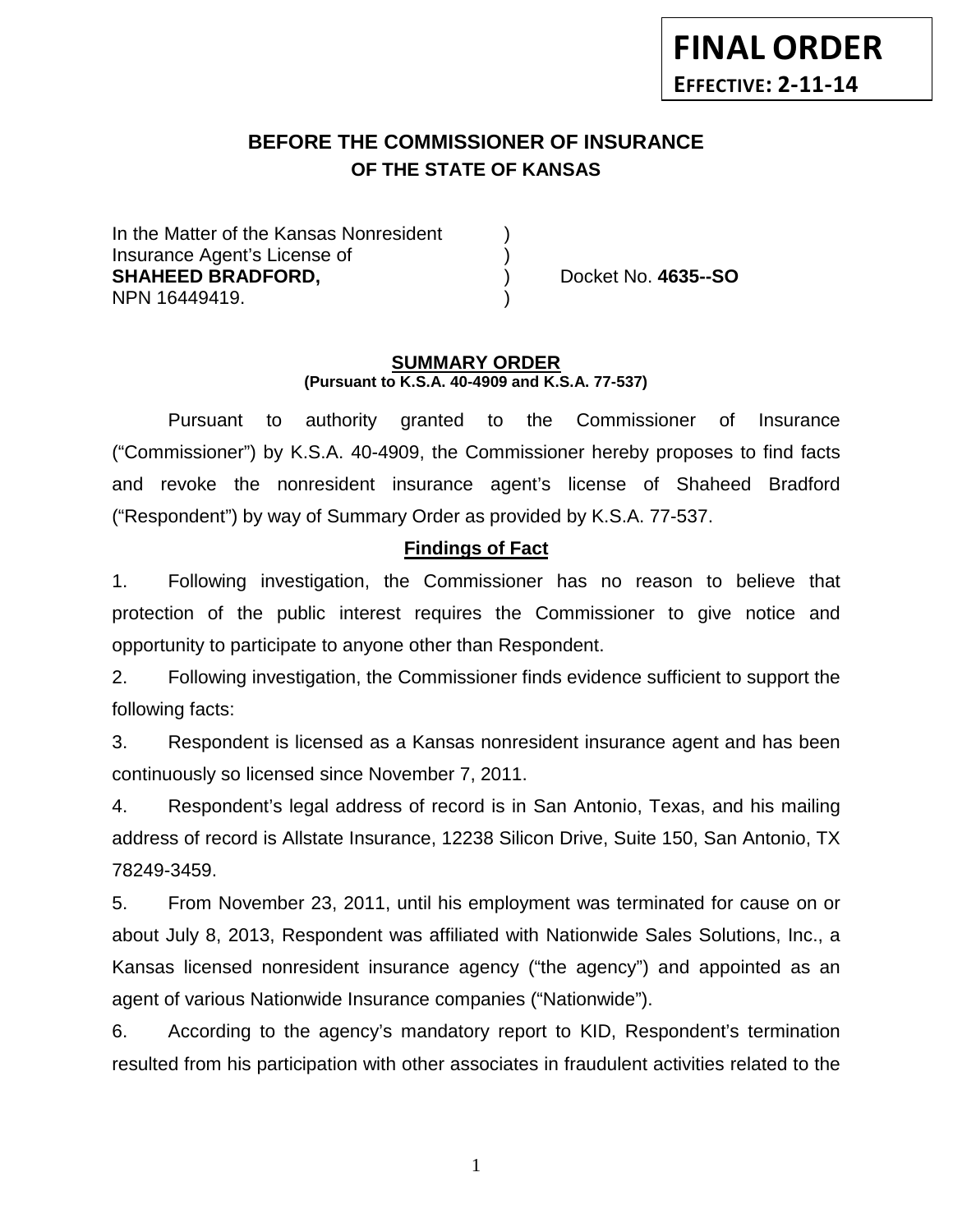**FINAL ORDER**
**EFFECTIVE: 2-11-14**

# BEFORE THE COMMISSIONER OF INSURANCE
## OF THE STATE OF KANSAS

In the Matter of the Kansas Nonresident )
Insurance Agent's License of )
**SHAHEED BRADFORD,** ) Docket No. **4635--SO**
NPN 16449419. )

### SUMMARY ORDER
**(Pursuant to K.S.A. 40-4909 and K.S.A. 77-537)**

Pursuant to authority granted to the Commissioner of Insurance ("Commissioner") by K.S.A. 40-4909, the Commissioner hereby proposes to find facts and revoke the nonresident insurance agent's license of Shaheed Bradford ("Respondent") by way of Summary Order as provided by K.S.A. 77-537.

### Findings of Fact

1. Following investigation, the Commissioner has no reason to believe that protection of the public interest requires the Commissioner to give notice and opportunity to participate to anyone other than Respondent.

2. Following investigation, the Commissioner finds evidence sufficient to support the following facts:

3. Respondent is licensed as a Kansas nonresident insurance agent and has been continuously so licensed since November 7, 2011.

4. Respondent's legal address of record is in San Antonio, Texas, and his mailing address of record is Allstate Insurance, 12238 Silicon Drive, Suite 150, San Antonio, TX 78249-3459.

5. From November 23, 2011, until his employment was terminated for cause on or about July 8, 2013, Respondent was affiliated with Nationwide Sales Solutions, Inc., a Kansas licensed nonresident insurance agency ("the agency") and appointed as an agent of various Nationwide Insurance companies ("Nationwide").

6. According to the agency's mandatory report to KID, Respondent's termination resulted from his participation with other associates in fraudulent activities related to the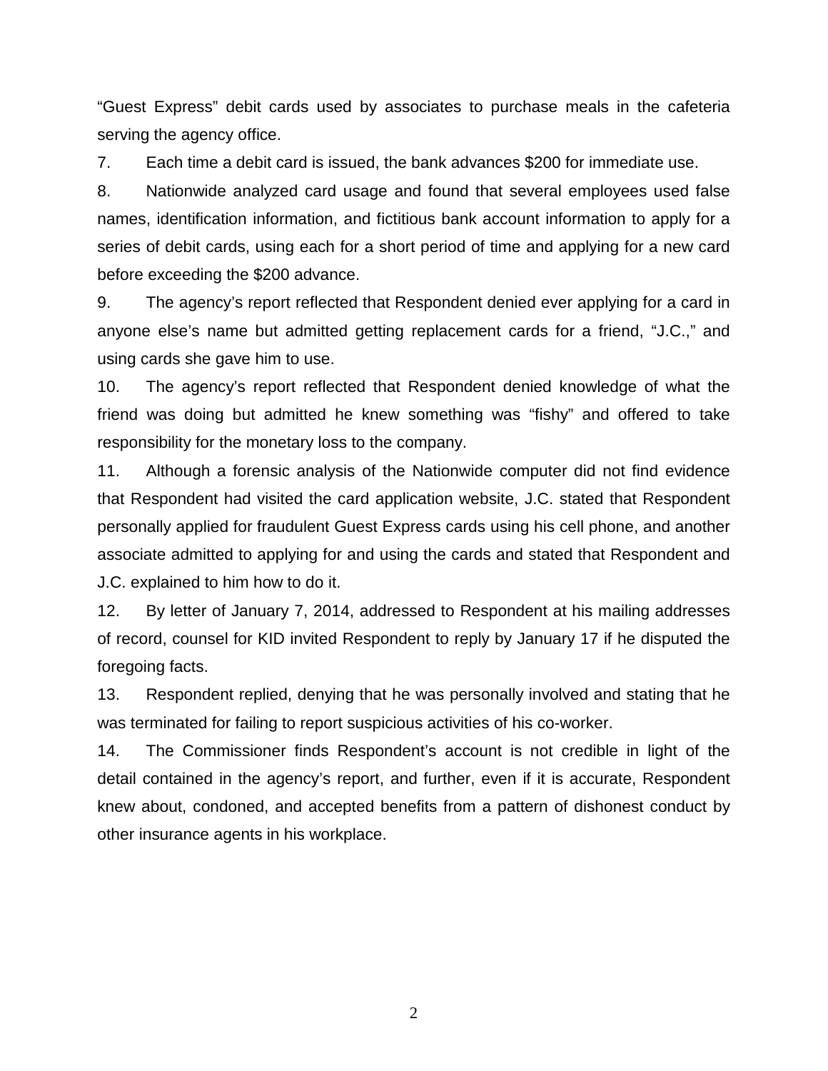“Guest Express” debit cards used by associates to purchase meals in the cafeteria serving the agency office.

7. Each time a debit card is issued, the bank advances $200 for immediate use.

8. Nationwide analyzed card usage and found that several employees used false names, identification information, and fictitious bank account information to apply for a series of debit cards, using each for a short period of time and applying for a new card before exceeding the $200 advance.

9. The agency’s report reflected that Respondent denied ever applying for a card in anyone else’s name but admitted getting replacement cards for a friend, “J.C.,” and using cards she gave him to use.

10. The agency’s report reflected that Respondent denied knowledge of what the friend was doing but admitted he knew something was “fishy” and offered to take responsibility for the monetary loss to the company.

11. Although a forensic analysis of the Nationwide computer did not find evidence that Respondent had visited the card application website, J.C. stated that Respondent personally applied for fraudulent Guest Express cards using his cell phone, and another associate admitted to applying for and using the cards and stated that Respondent and J.C. explained to him how to do it.

12. By letter of January 7, 2014, addressed to Respondent at his mailing addresses of record, counsel for KID invited Respondent to reply by January 17 if he disputed the foregoing facts.

13. Respondent replied, denying that he was personally involved and stating that he was terminated for failing to report suspicious activities of his co-worker.

14. The Commissioner finds Respondent’s account is not credible in light of the detail contained in the agency’s report, and further, even if it is accurate, Respondent knew about, condoned, and accepted benefits from a pattern of dishonest conduct by other insurance agents in his workplace.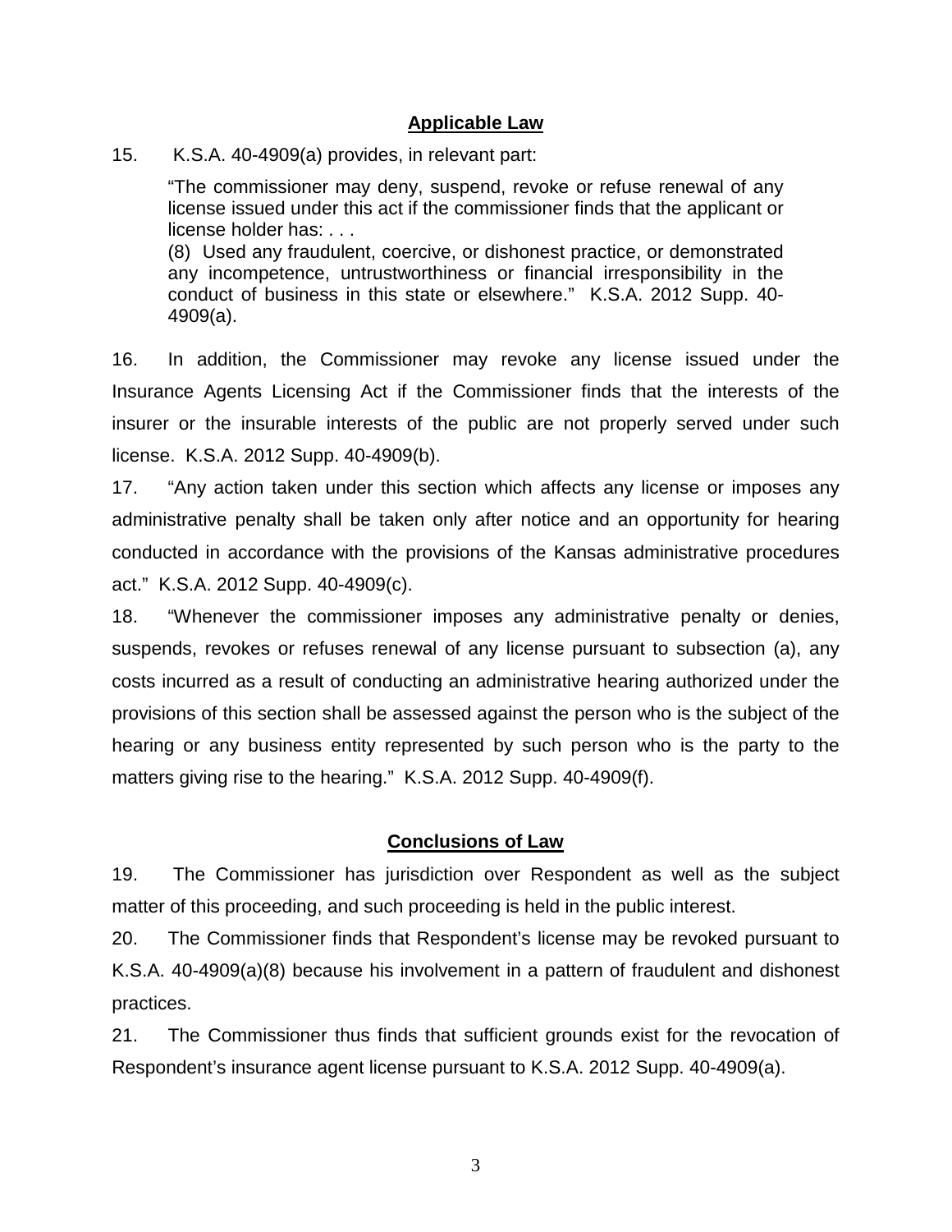## Applicable Law

15. K.S.A. 40-4909(a) provides, in relevant part:

> "The commissioner may deny, suspend, revoke or refuse renewal of any license issued under this act if the commissioner finds that the applicant or license holder has: . . .
> (8) Used any fraudulent, coercive, or dishonest practice, or demonstrated any incompetence, untrustworthiness or financial irresponsibility in the conduct of business in this state or elsewhere." K.S.A. 2012 Supp. 40-4909(a).

16. In addition, the Commissioner may revoke any license issued under the Insurance Agents Licensing Act if the Commissioner finds that the interests of the insurer or the insurable interests of the public are not properly served under such license. K.S.A. 2012 Supp. 40-4909(b).

17. "Any action taken under this section which affects any license or imposes any administrative penalty shall be taken only after notice and an opportunity for hearing conducted in accordance with the provisions of the Kansas administrative procedures act." K.S.A. 2012 Supp. 40-4909(c).

18. "Whenever the commissioner imposes any administrative penalty or denies, suspends, revokes or refuses renewal of any license pursuant to subsection (a), any costs incurred as a result of conducting an administrative hearing authorized under the provisions of this section shall be assessed against the person who is the subject of the hearing or any business entity represented by such person who is the party to the matters giving rise to the hearing." K.S.A. 2012 Supp. 40-4909(f).

## Conclusions of Law

19. The Commissioner has jurisdiction over Respondent as well as the subject matter of this proceeding, and such proceeding is held in the public interest.

20. The Commissioner finds that Respondent's license may be revoked pursuant to K.S.A. 40-4909(a)(8) because his involvement in a pattern of fraudulent and dishonest practices.

21. The Commissioner thus finds that sufficient grounds exist for the revocation of Respondent's insurance agent license pursuant to K.S.A. 2012 Supp. 40-4909(a).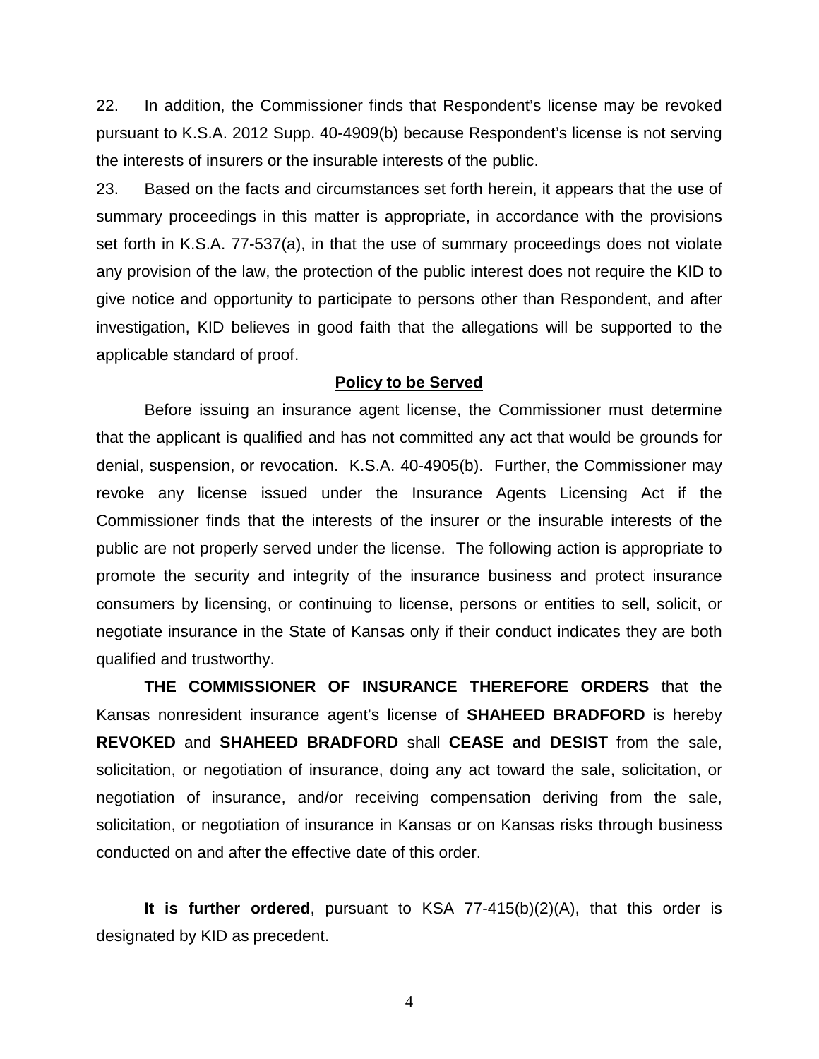22. In addition, the Commissioner finds that Respondent's license may be revoked pursuant to K.S.A. 2012 Supp. 40-4909(b) because Respondent's license is not serving the interests of insurers or the insurable interests of the public.

23. Based on the facts and circumstances set forth herein, it appears that the use of summary proceedings in this matter is appropriate, in accordance with the provisions set forth in K.S.A. 77-537(a), in that the use of summary proceedings does not violate any provision of the law, the protection of the public interest does not require the KID to give notice and opportunity to participate to persons other than Respondent, and after investigation, KID believes in good faith that the allegations will be supported to the applicable standard of proof.

**Policy to be Served**

Before issuing an insurance agent license, the Commissioner must determine that the applicant is qualified and has not committed any act that would be grounds for denial, suspension, or revocation. K.S.A. 40-4905(b). Further, the Commissioner may revoke any license issued under the Insurance Agents Licensing Act if the Commissioner finds that the interests of the insurer or the insurable interests of the public are not properly served under the license. The following action is appropriate to promote the security and integrity of the insurance business and protect insurance consumers by licensing, or continuing to license, persons or entities to sell, solicit, or negotiate insurance in the State of Kansas only if their conduct indicates they are both qualified and trustworthy.

**THE COMMISSIONER OF INSURANCE THEREFORE ORDERS** that the Kansas nonresident insurance agent's license of **SHAHEED BRADFORD** is hereby **REVOKED** and **SHAHEED BRADFORD** shall **CEASE and DESIST** from the sale, solicitation, or negotiation of insurance, doing any act toward the sale, solicitation, or negotiation of insurance, and/or receiving compensation deriving from the sale, solicitation, or negotiation of insurance in Kansas or on Kansas risks through business conducted on and after the effective date of this order.

**It is further ordered**, pursuant to KSA 77-415(b)(2)(A), that this order is designated by KID as precedent.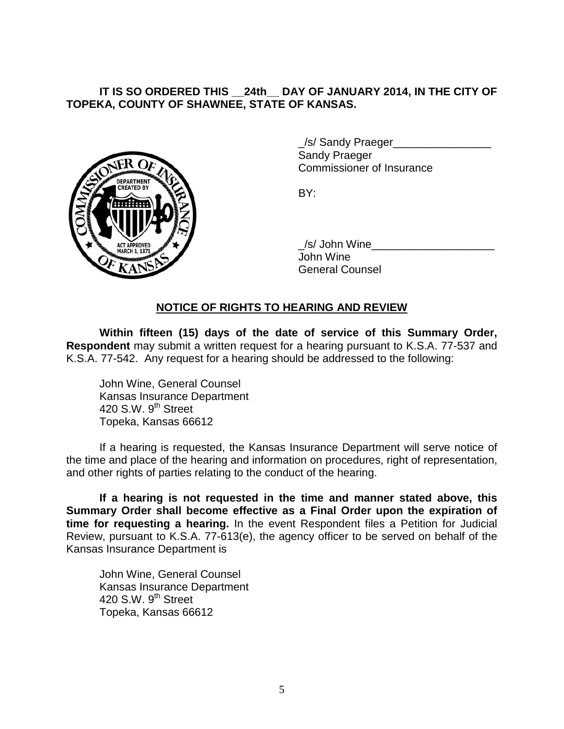**IT IS SO ORDERED THIS __24th__ DAY OF JANUARY 2014, IN THE CITY OF TOPEKA, COUNTY OF SHAWNEE, STATE OF KANSAS.**

_/s/ Sandy Praeger________________
Sandy Praeger
Commissioner of Insurance

BY:

_/s/ John Wine____________________
John Wine
General Counsel

## NOTICE OF RIGHTS TO HEARING AND REVIEW

**Within fifteen (15) days of the date of service of this Summary Order, Respondent** may submit a written request for a hearing pursuant to K.S.A. 77-537 and K.S.A. 77-542. Any request for a hearing should be addressed to the following:

John Wine, General Counsel
Kansas Insurance Department
420 S.W. 9th Street
Topeka, Kansas 66612

If a hearing is requested, the Kansas Insurance Department will serve notice of the time and place of the hearing and information on procedures, right of representation, and other rights of parties relating to the conduct of the hearing.

**If a hearing is not requested in the time and manner stated above, this Summary Order shall become effective as a Final Order upon the expiration of time for requesting a hearing.** In the event Respondent files a Petition for Judicial Review, pursuant to K.S.A. 77-613(e), the agency officer to be served on behalf of the Kansas Insurance Department is

John Wine, General Counsel
Kansas Insurance Department
420 S.W. 9th Street
Topeka, Kansas 66612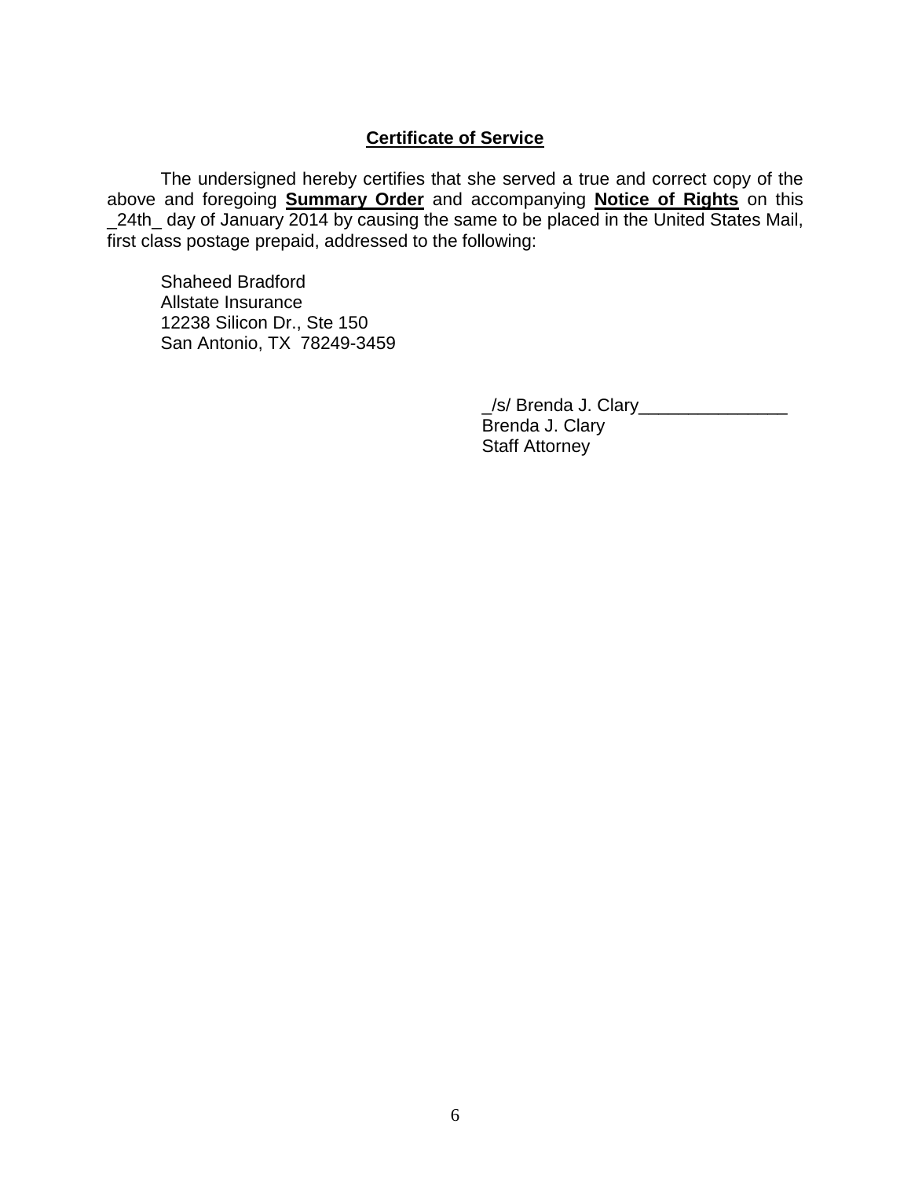**Certificate of Service**

The undersigned hereby certifies that she served a true and correct copy of the above and foregoing **Summary Order** and accompanying **Notice of Rights** on this _24th_ day of January 2014 by causing the same to be placed in the United States Mail, first class postage prepaid, addressed to the following:

Shaheed Bradford
Allstate Insurance
12238 Silicon Dr., Ste 150
San Antonio, TX 78249-3459

_/s/ Brenda J. Clary_______________
Brenda J. Clary
Staff Attorney